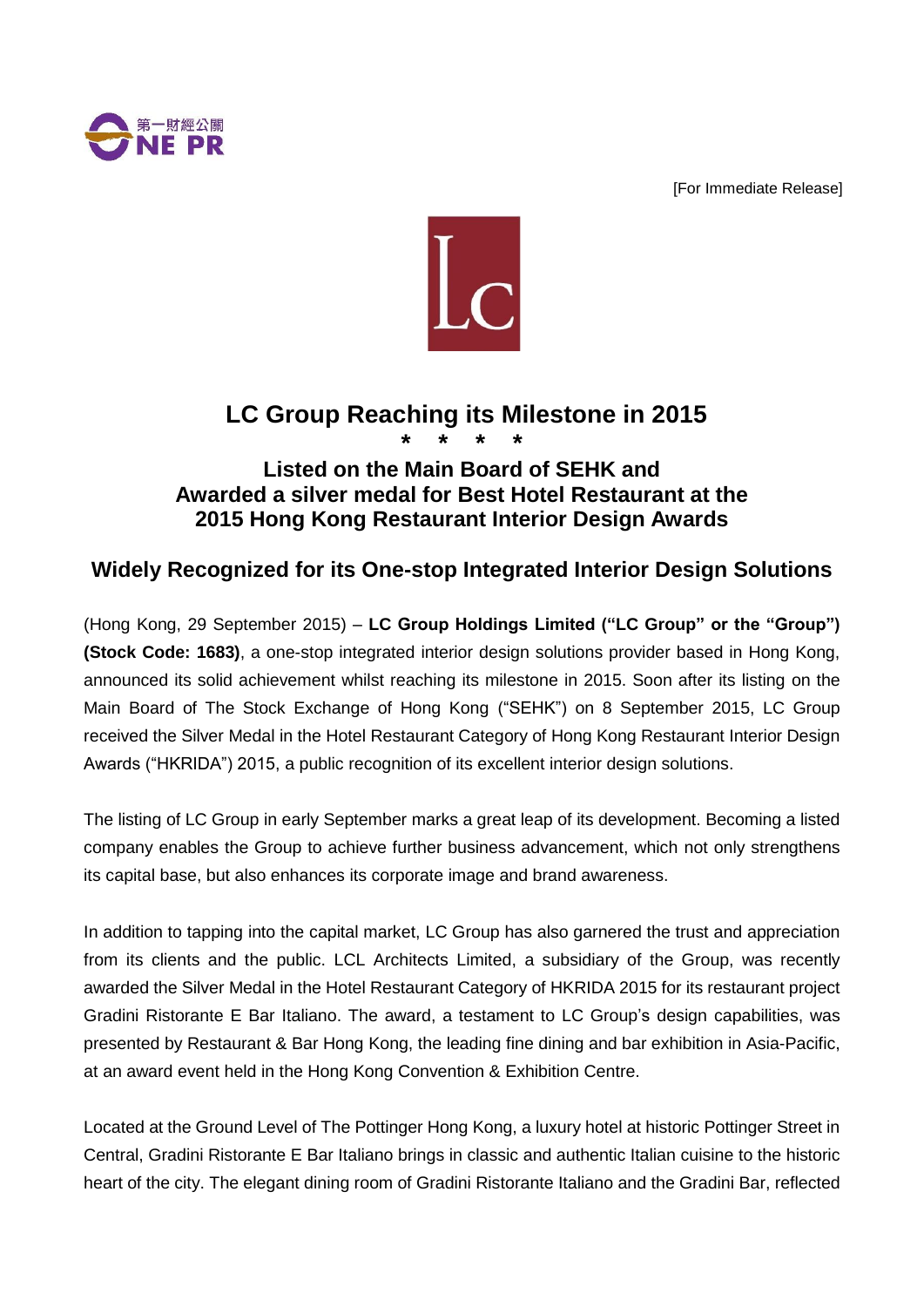[For Immediate Release]

# LC Group Reaching its Milestone in 2015

\* \* \* \*

## Listed on the Main Board of SEHK and Awarded a silver medal for Best Hotel Restaurant at the 2015 Hong Kong Restaurant Interior Design Awards

## Widely Recognized for its One-stop Integrated Interior Design Solutions

(Hong Kong, 29 September 2015) – **LC Group Holdings Limited ("LC Group" or the "Group") (Stock Code: 1683)**, a one-stop integrated interior design solutions provider based in Hong Kong, announced its solid achievement whilst reaching its milestone in 2015. Soon after its listing on the Main Board of The Stock Exchange of Hong Kong ("SEHK") on 8 September 2015, LC Group received the Silver Medal in the Hotel Restaurant Category of Hong Kong Restaurant Interior Design Awards ("HKRIDA") 2015, a public recognition of its excellent interior design solutions.

The listing of LC Group in early September marks a great leap of its development. Becoming a listed company enables the Group to achieve further business advancement, which not only strengthens its capital base, but also enhances its corporate image and brand awareness.

In addition to tapping into the capital market, LC Group has also garnered the trust and appreciation from its clients and the public. LCL Architects Limited, a subsidiary of the Group, was recently awarded the Silver Medal in the Hotel Restaurant Category of HKRIDA 2015 for its restaurant project Gradini Ristorante E Bar Italiano. The award, a testament to LC Group's design capabilities, was presented by Restaurant & Bar Hong Kong, the leading fine dining and bar exhibition in Asia-Pacific, at an award event held in the Hong Kong Convention & Exhibition Centre.

Located at the Ground Level of The Pottinger Hong Kong, a luxury hotel at historic Pottinger Street in Central, Gradini Ristorante E Bar Italiano brings in classic and authentic Italian cuisine to the historic heart of the city. The elegant dining room of Gradini Ristorante Italiano and the Gradini Bar, reflected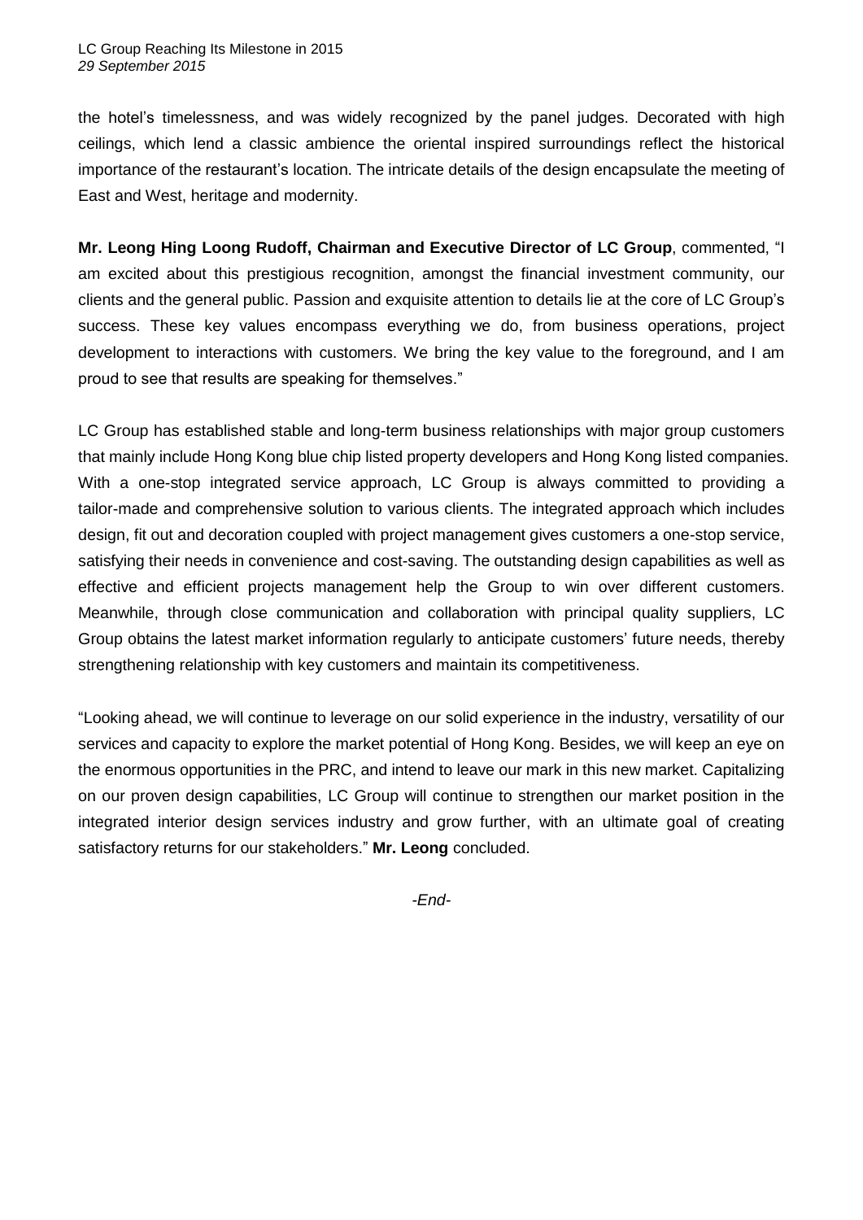the hotel's timelessness, and was widely recognized by the panel judges. Decorated with high ceilings, which lend a classic ambience the oriental inspired surroundings reflect the historical importance of the restaurant's location. The intricate details of the design encapsulate the meeting of East and West, heritage and modernity.

**Mr. Leong Hing Loong Rudoff, Chairman and Executive Director of LC Group**, commented, "I am excited about this prestigious recognition, amongst the financial investment community, our clients and the general public. Passion and exquisite attention to details lie at the core of LC Group's success. These key values encompass everything we do, from business operations, project development to interactions with customers. We bring the key value to the foreground, and I am proud to see that results are speaking for themselves."

LC Group has established stable and long-term business relationships with major group customers that mainly include Hong Kong blue chip listed property developers and Hong Kong listed companies. With a one-stop integrated service approach, LC Group is always committed to providing a tailor-made and comprehensive solution to various clients. The integrated approach which includes design, fit out and decoration coupled with project management gives customers a one-stop service, satisfying their needs in convenience and cost-saving. The outstanding design capabilities as well as effective and efficient projects management help the Group to win over different customers. Meanwhile, through close communication and collaboration with principal quality suppliers, LC Group obtains the latest market information regularly to anticipate customers' future needs, thereby strengthening relationship with key customers and maintain its competitiveness.

"Looking ahead, we will continue to leverage on our solid experience in the industry, versatility of our services and capacity to explore the market potential of Hong Kong. Besides, we will keep an eye on the enormous opportunities in the PRC, and intend to leave our mark in this new market. Capitalizing on our proven design capabilities, LC Group will continue to strengthen our market position in the integrated interior design services industry and grow further, with an ultimate goal of creating satisfactory returns for our stakeholders." **Mr. Leong** concluded.

*-End-*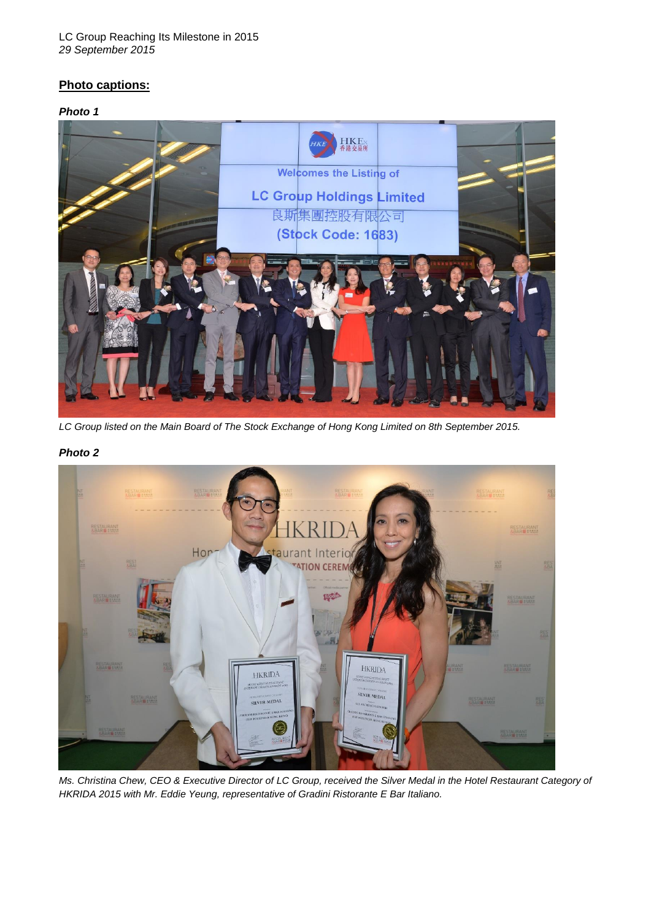LC Group Reaching Its Milestone in 2015
*29 September 2015*

**Photo captions:**

***Photo 1***

*LC Group listed on the Main Board of The Stock Exchange of Hong Kong Limited on 8th September 2015.*

***Photo 2***

*Ms. Christina Chew, CEO & Executive Director of LC Group, received the Silver Medal in the Hotel Restaurant Category of HKRIDA 2015 with Mr. Eddie Yeung, representative of Gradini Ristorante E Bar Italiano.*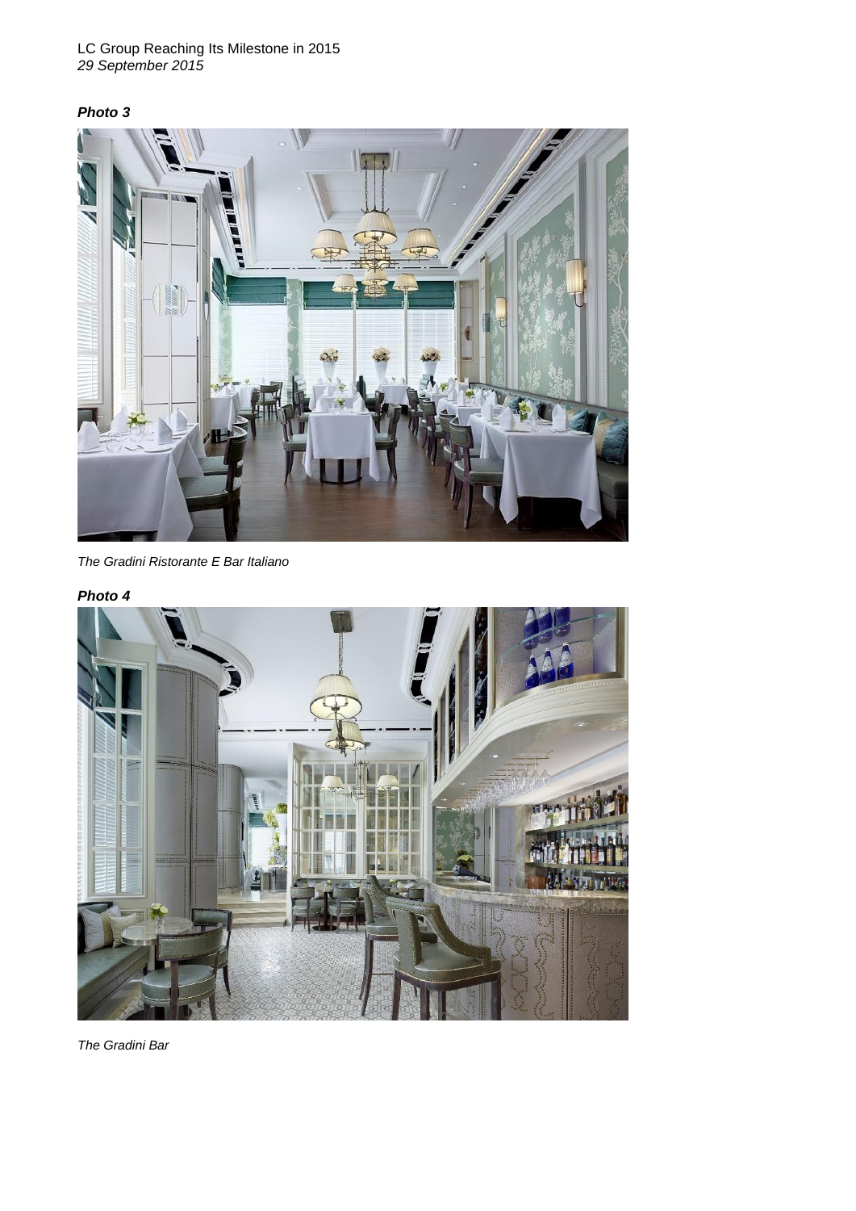*Photo 3*

*The Gradini Ristorante E Bar Italiano*

*Photo 4*

*The Gradini Bar*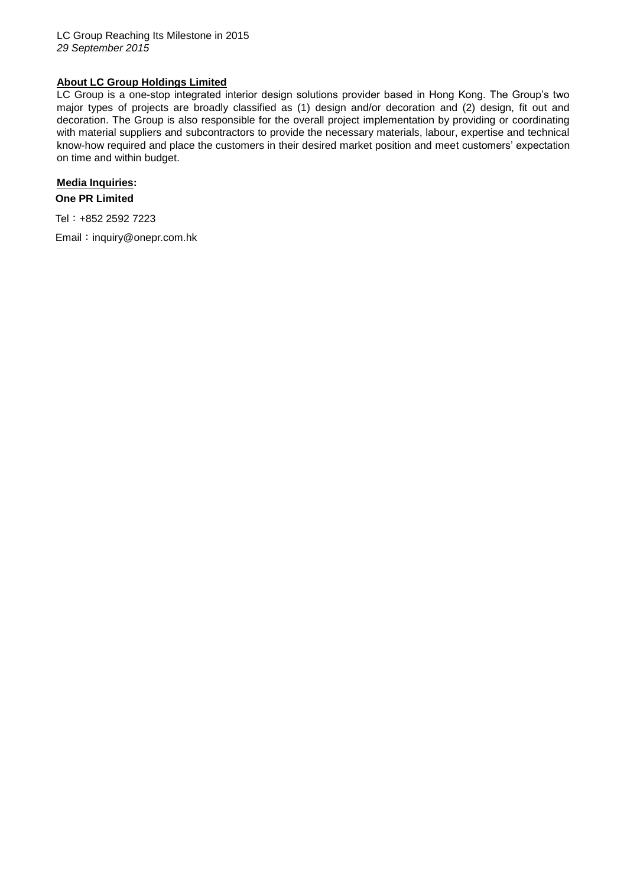**About LC Group Holdings Limited**

LC Group is a one-stop integrated interior design solutions provider based in Hong Kong. The Group's two major types of projects are broadly classified as (1) design and/or decoration and (2) design, fit out and decoration. The Group is also responsible for the overall project implementation by providing or coordinating with material suppliers and subcontractors to provide the necessary materials, labour, expertise and technical know-how required and place the customers in their desired market position and meet customers' expectation on time and within budget.

**Media Inquiries:**

**One PR Limited**

Tel：+852 2592 7223

Email：inquiry@onepr.com.hk